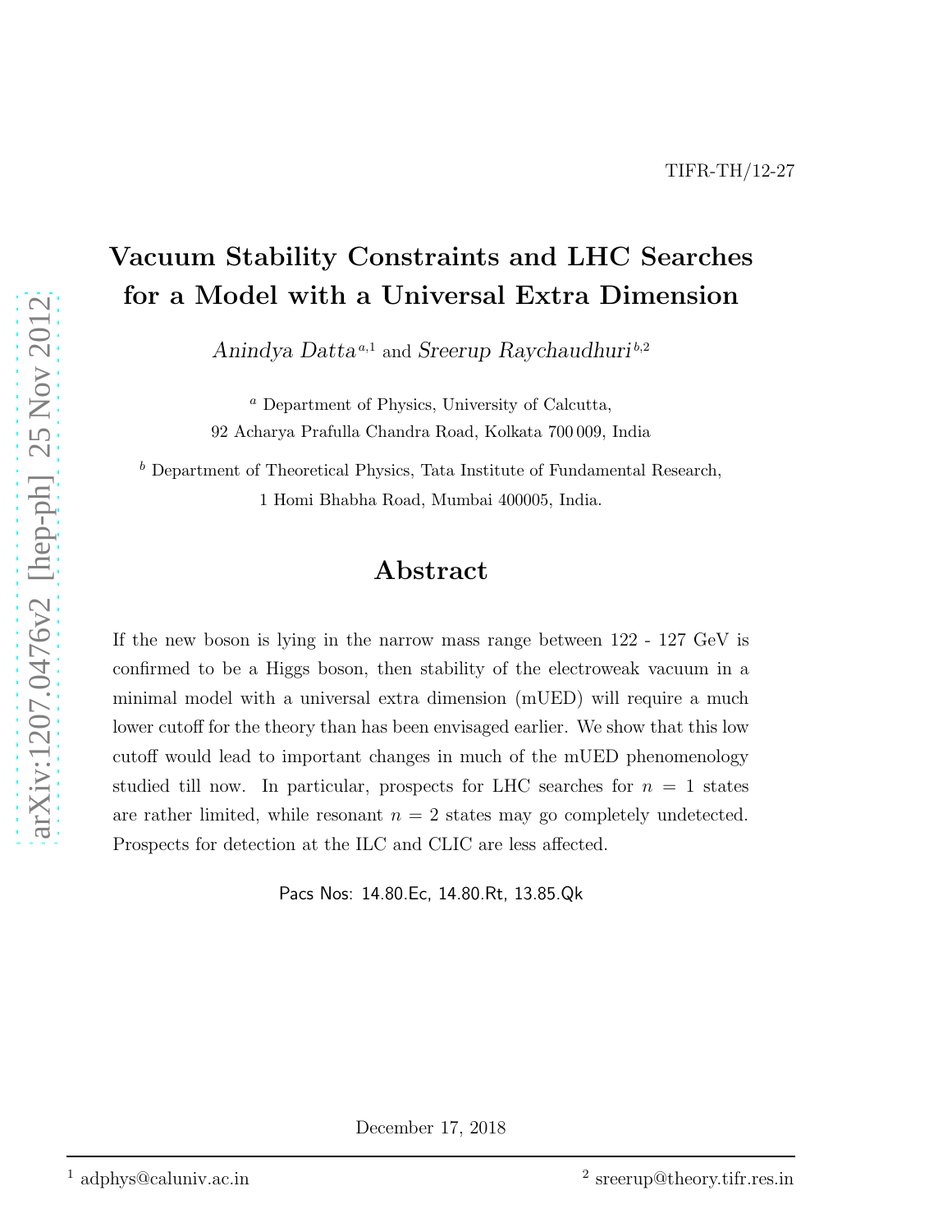TIFR-TH/12-27

# Vacuum Stability Constraints and LHC Searches for a Model with a Universal Extra Dimension

*Anindya Datta* [a,1] and *Sreerup Raychaudhuri* [b,2]

[a] Department of Physics, University of Calcutta,
92 Acharya Prafulla Chandra Road, Kolkata 700 009, India

[b] Department of Theoretical Physics, Tata Institute of Fundamental Research,
1 Homi Bhabha Road, Mumbai 400005, India.

## Abstract

If the new boson is lying in the narrow mass range between 122 - 127 GeV is confirmed to be a Higgs boson, then stability of the electroweak vacuum in a minimal model with a universal extra dimension (mUED) will require a much lower cutoff for the theory than has been envisaged earlier. We show that this low cutoff would lead to important changes in much of the mUED phenomenology studied till now. In particular, prospects for LHC searches for $n = 1$ states are rather limited, while resonant $n = 2$ states may go completely undetected. Prospects for detection at the ILC and CLIC are less affected.

Pacs Nos: 14.80.Ec, 14.80.Rt, 13.85.Qk

December 17, 2018

---

[1] adphys@caluniv.ac.in

[2] sreerup@theory.tifr.res.in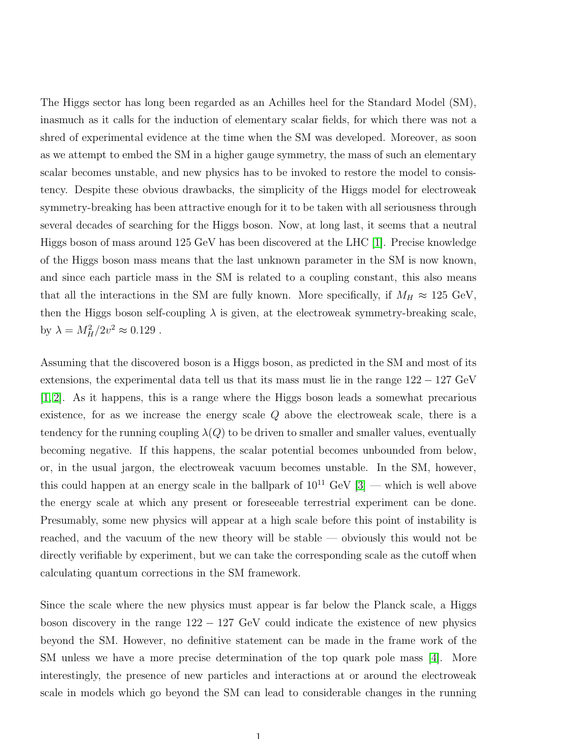The Higgs sector has long been regarded as an Achilles heel for the Standard Model (SM), inasmuch as it calls for the induction of elementary scalar fields, for which there was not a shred of experimental evidence at the time when the SM was developed. Moreover, as soon as we attempt to embed the SM in a higher gauge symmetry, the mass of such an elementary scalar becomes unstable, and new physics has to be invoked to restore the model to consistency. Despite these obvious drawbacks, the simplicity of the Higgs model for electroweak symmetry-breaking has been attractive enough for it to be taken with all seriousness through several decades of searching for the Higgs boson. Now, at long last, it seems that a neutral Higgs boson of mass around 125 GeV has been discovered at the LHC [1]. Precise knowledge of the Higgs boson mass means that the last unknown parameter in the SM is now known, and since each particle mass in the SM is related to a coupling constant, this also means that all the interactions in the SM are fully known. More specifically, if $M_H \approx 125$ GeV, then the Higgs boson self-coupling $\lambda$ is given, at the electroweak symmetry-breaking scale, by $\lambda = M_H^2/2v^2 \approx 0.129$ .

Assuming that the discovered boson is a Higgs boson, as predicted in the SM and most of its extensions, the experimental data tell us that its mass must lie in the range $122 - 127$ GeV [1,2]. As it happens, this is a range where the Higgs boson leads a somewhat precarious existence, for as we increase the energy scale $Q$ above the electroweak scale, there is a tendency for the running coupling $\lambda(Q)$ to be driven to smaller and smaller values, eventually becoming negative. If this happens, the scalar potential becomes unbounded from below, or, in the usual jargon, the electroweak vacuum becomes unstable. In the SM, however, this could happen at an energy scale in the ballpark of $10^{11}$ GeV [3] — which is well above the energy scale at which any present or foreseeable terrestrial experiment can be done. Presumably, some new physics will appear at a high scale before this point of instability is reached, and the vacuum of the new theory will be stable — obviously this would not be directly verifiable by experiment, but we can take the corresponding scale as the cutoff when calculating quantum corrections in the SM framework.

Since the scale where the new physics must appear is far below the Planck scale, a Higgs boson discovery in the range $122 - 127$ GeV could indicate the existence of new physics beyond the SM. However, no definitive statement can be made in the frame work of the SM unless we have a more precise determination of the top quark pole mass [4]. More interestingly, the presence of new particles and interactions at or around the electroweak scale in models which go beyond the SM can lead to considerable changes in the running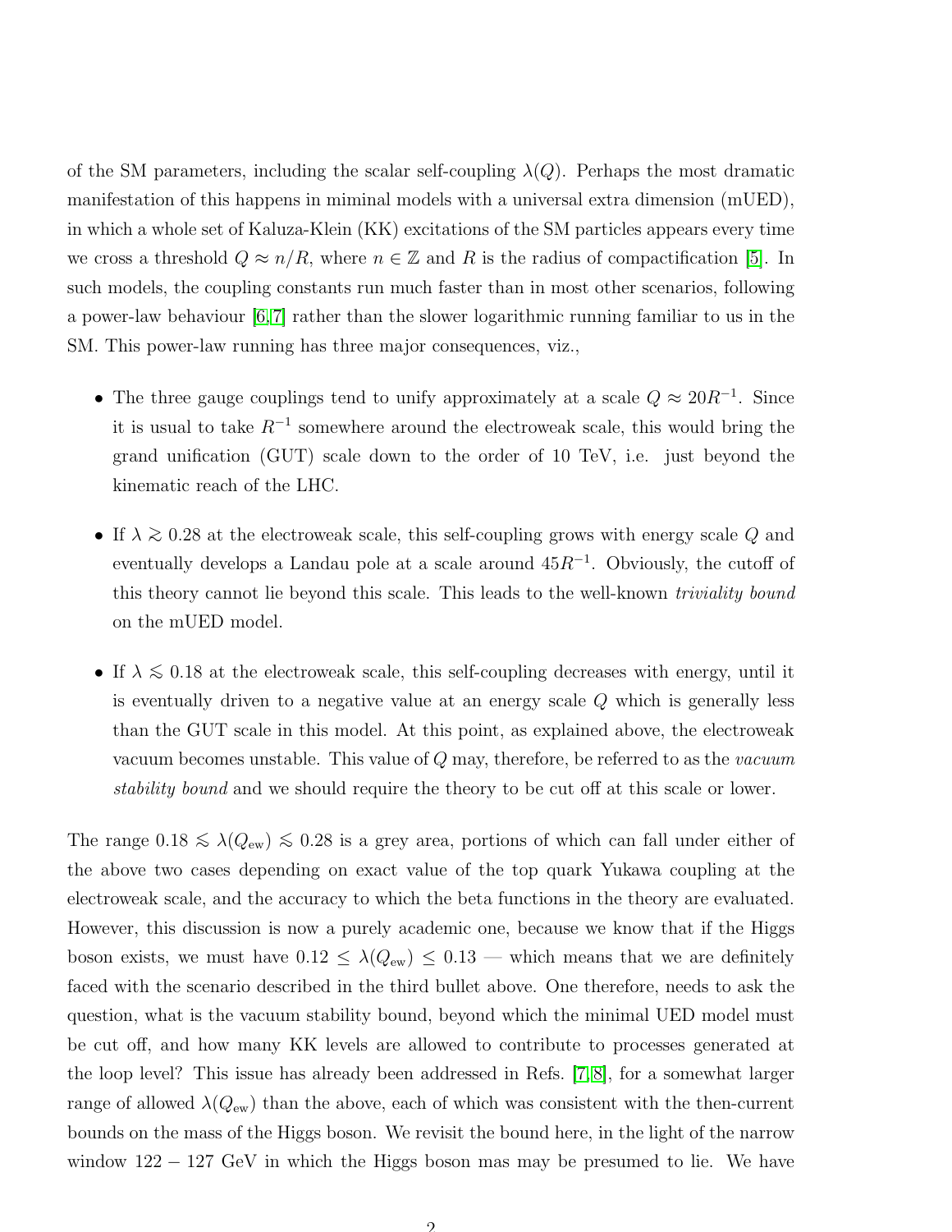of the SM parameters, including the scalar self-coupling $\lambda(Q)$. Perhaps the most dramatic manifestation of this happens in miminal models with a universal extra dimension (mUED), in which a whole set of Kaluza-Klein (KK) excitations of the SM particles appears every time we cross a threshold $Q \approx n/R$, where $n \in \mathbb{Z}$ and $R$ is the radius of compactification [5]. In such models, the coupling constants run much faster than in most other scenarios, following a power-law behaviour [6,7] rather than the slower logarithmic running familiar to us in the SM. This power-law running has three major consequences, viz.,

- The three gauge couplings tend to unify approximately at a scale $Q \approx 20R^{-1}$. Since it is usual to take $R^{-1}$ somewhere around the electroweak scale, this would bring the grand unification (GUT) scale down to the order of 10 TeV, i.e. just beyond the kinematic reach of the LHC.

- If $\lambda \gtrsim 0.28$ at the electroweak scale, this self-coupling grows with energy scale $Q$ and eventually develops a Landau pole at a scale around $45R^{-1}$. Obviously, the cutoff of this theory cannot lie beyond this scale. This leads to the well-known *triviality bound* on the mUED model.

- If $\lambda \lesssim 0.18$ at the electroweak scale, this self-coupling decreases with energy, until it is eventually driven to a negative value at an energy scale $Q$ which is generally less than the GUT scale in this model. At this point, as explained above, the electroweak vacuum becomes unstable. This value of $Q$ may, therefore, be referred to as the *vacuum stability bound* and we should require the theory to be cut off at this scale or lower.

The range $0.18 \lesssim \lambda(Q_{\rm ew}) \lesssim 0.28$ is a grey area, portions of which can fall under either of the above two cases depending on exact value of the top quark Yukawa coupling at the electroweak scale, and the accuracy to which the beta functions in the theory are evaluated. However, this discussion is now a purely academic one, because we know that if the Higgs boson exists, we must have $0.12 \leq \lambda(Q_{\rm ew}) \leq 0.13$ — which means that we are definitely faced with the scenario described in the third bullet above. One therefore, needs to ask the question, what is the vacuum stability bound, beyond which the minimal UED model must be cut off, and how many KK levels are allowed to contribute to processes generated at the loop level? This issue has already been addressed in Refs. [7,8], for a somewhat larger range of allowed $\lambda(Q_{\rm ew})$ than the above, each of which was consistent with the then-current bounds on the mass of the Higgs boson. We revisit the bound here, in the light of the narrow window $122 - 127$ GeV in which the Higgs boson mas may be presumed to lie. We have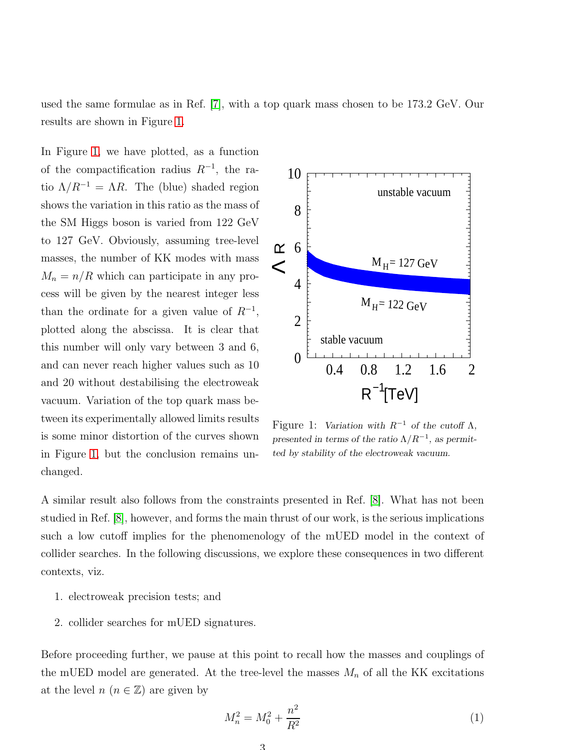used the same formulae as in Ref. [7], with a top quark mass chosen to be 173.2 GeV. Our results are shown in Figure 1.

In Figure 1, we have plotted, as a function of the compactification radius $R^{-1}$, the ratio $\Lambda/R^{-1} = \Lambda R$. The (blue) shaded region shows the variation in this ratio as the mass of the SM Higgs boson is varied from 122 GeV to 127 GeV. Obviously, assuming tree-level masses, the number of KK modes with mass $M_n = n/R$ which can participate in any process will be given by the nearest integer less than the ordinate for a given value of $R^{-1}$, plotted along the abscissa. It is clear that this number will only vary between 3 and 6, and can never reach higher values such as 10 and 20 without destabilising the electroweak vacuum. Variation of the top quark mass between its experimentally allowed limits results is some minor distortion of the curves shown in Figure 1, but the conclusion remains unchanged.

Figure 1: *Variation with $R^{-1}$ of the cutoff $\Lambda$, presented in terms of the ratio $\Lambda/R^{-1}$, as permitted by stability of the electroweak vacuum.*

A similar result also follows from the constraints presented in Ref. [8]. What has not been studied in Ref. [8], however, and forms the main thrust of our work, is the serious implications such a low cutoff implies for the phenomenology of the mUED model in the context of collider searches. In the following discussions, we explore these consequences in two different contexts, viz.

1. electroweak precision tests; and
2. collider searches for mUED signatures.

Before proceeding further, we pause at this point to recall how the masses and couplings of the mUED model are generated. At the tree-level the masses $M_n$ of all the KK excitations at the level $n$ ($n \in \mathbb{Z}$) are given by

$$M_n^2 = M_0^2 + \frac{n^2}{R^2} \tag{1}$$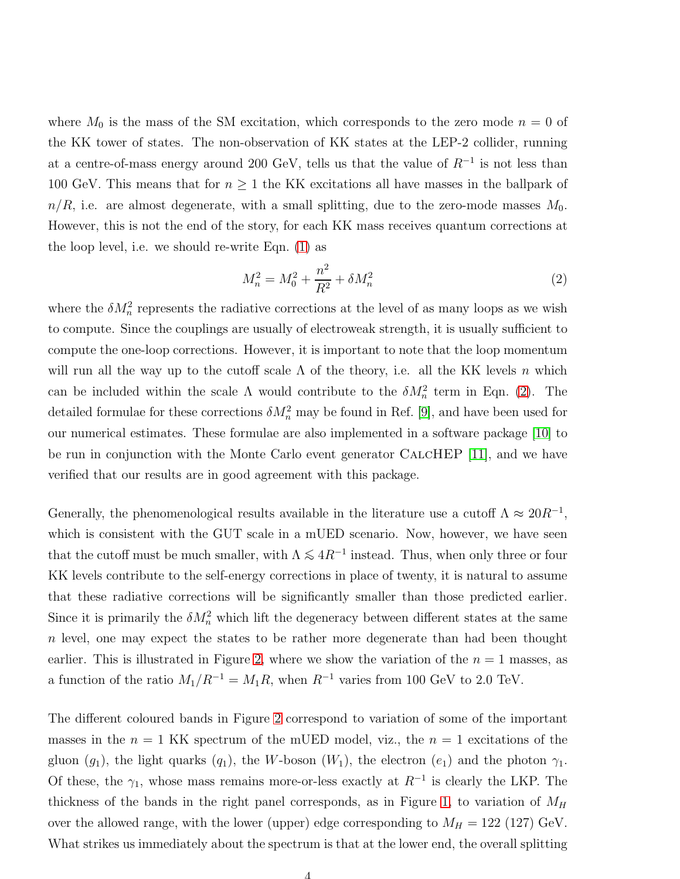where $M_0$ is the mass of the SM excitation, which corresponds to the zero mode $n = 0$ of the KK tower of states. The non-observation of KK states at the LEP-2 collider, running at a centre-of-mass energy around 200 GeV, tells us that the value of $R^{-1}$ is not less than 100 GeV. This means that for $n \geq 1$ the KK excitations all have masses in the ballpark of $n/R$, i.e. are almost degenerate, with a small splitting, due to the zero-mode masses $M_0$. However, this is not the end of the story, for each KK mass receives quantum corrections at the loop level, i.e. we should re-write Eqn. (1) as

$$M_n^2 = M_0^2 + \frac{n^2}{R^2} + \delta M_n^2 \tag{2}$$

where the $\delta M_n^2$ represents the radiative corrections at the level of as many loops as we wish to compute. Since the couplings are usually of electroweak strength, it is usually sufficient to compute the one-loop corrections. However, it is important to note that the loop momentum will run all the way up to the cutoff scale $\Lambda$ of the theory, i.e. all the KK levels $n$ which can be included within the scale $\Lambda$ would contribute to the $\delta M_n^2$ term in Eqn. (2). The detailed formulae for these corrections $\delta M_n^2$ may be found in Ref. [9], and have been used for our numerical estimates. These formulae are also implemented in a software package [10] to be run in conjunction with the Monte Carlo event generator CalcHEP [11], and we have verified that our results are in good agreement with this package.

Generally, the phenomenological results available in the literature use a cutoff $\Lambda \approx 20R^{-1}$, which is consistent with the GUT scale in a mUED scenario. Now, however, we have seen that the cutoff must be much smaller, with $\Lambda \lesssim 4R^{-1}$ instead. Thus, when only three or four KK levels contribute to the self-energy corrections in place of twenty, it is natural to assume that these radiative corrections will be significantly smaller than those predicted earlier. Since it is primarily the $\delta M_n^2$ which lift the degeneracy between different states at the same $n$ level, one may expect the states to be rather more degenerate than had been thought earlier. This is illustrated in Figure 2, where we show the variation of the $n = 1$ masses, as a function of the ratio $M_1/R^{-1} = M_1 R$, when $R^{-1}$ varies from 100 GeV to 2.0 TeV.

The different coloured bands in Figure 2 correspond to variation of some of the important masses in the $n = 1$ KK spectrum of the mUED model, viz., the $n = 1$ excitations of the gluon ($g_1$), the light quarks ($q_1$), the $W$-boson ($W_1$), the electron ($e_1$) and the photon $\gamma_1$. Of these, the $\gamma_1$, whose mass remains more-or-less exactly at $R^{-1}$ is clearly the LKP. The thickness of the bands in the right panel corresponds, as in Figure 1, to variation of $M_H$ over the allowed range, with the lower (upper) edge corresponding to $M_H = 122$ (127) GeV. What strikes us immediately about the spectrum is that at the lower end, the overall splitting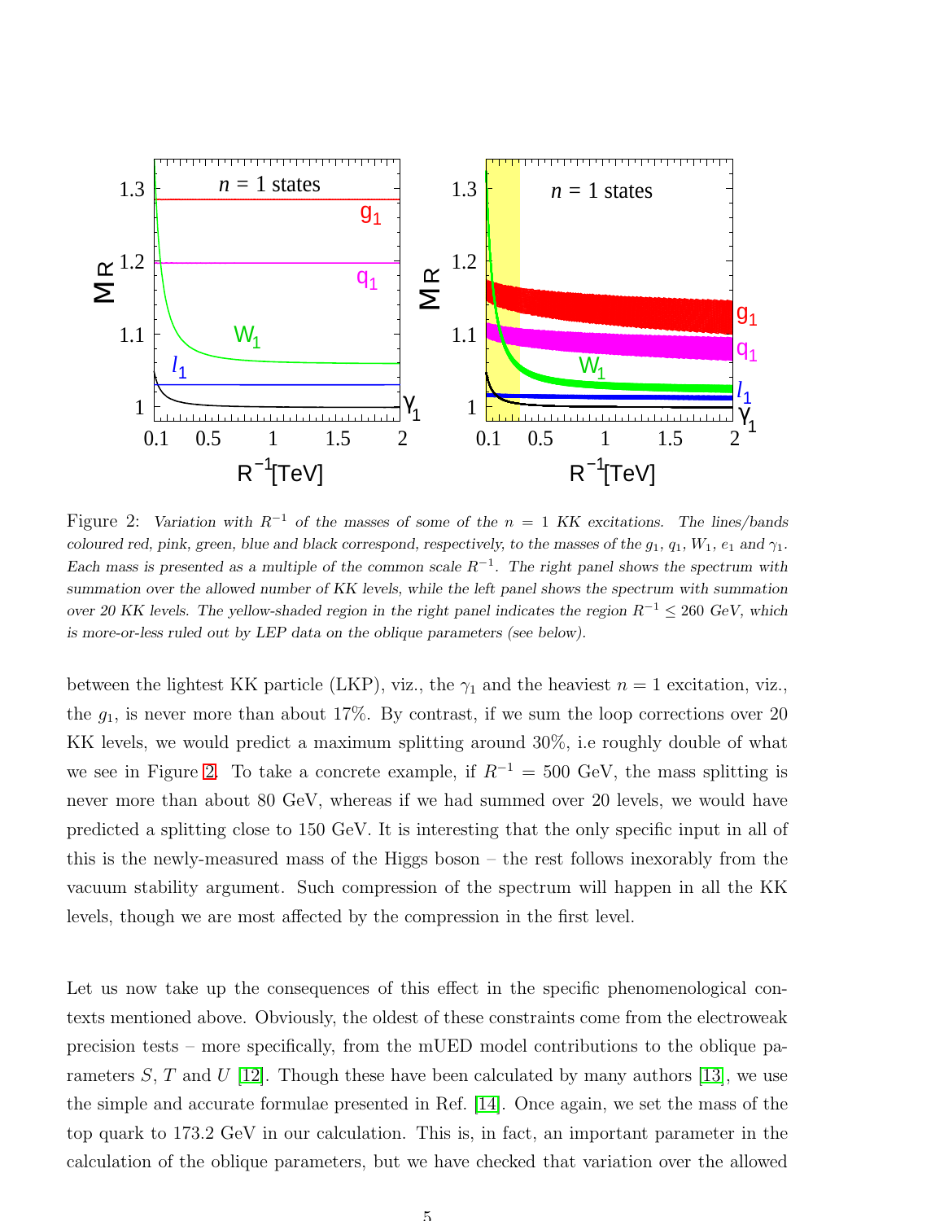Figure 2: *Variation with $R^{-1}$ of the masses of some of the $n = 1$ KK excitations. The lines/bands coloured red, pink, green, blue and black correspond, respectively, to the masses of the $g_1$, $q_1$, $W_1$, $e_1$ and $\gamma_1$. Each mass is presented as a multiple of the common scale $R^{-1}$. The right panel shows the spectrum with summation over the allowed number of KK levels, while the left panel shows the spectrum with summation over 20 KK levels. The yellow-shaded region in the right panel indicates the region $R^{-1} \leq 260$ GeV, which is more-or-less ruled out by LEP data on the oblique parameters (see below).*

between the lightest KK particle (LKP), viz., the $\gamma_1$ and the heaviest $n = 1$ excitation, viz., the $g_1$, is never more than about 17%. By contrast, if we sum the loop corrections over 20 KK levels, we would predict a maximum splitting around 30%, i.e roughly double of what we see in Figure 2. To take a concrete example, if $R^{-1} = 500$ GeV, the mass splitting is never more than about 80 GeV, whereas if we had summed over 20 levels, we would have predicted a splitting close to 150 GeV. It is interesting that the only specific input in all of this is the newly-measured mass of the Higgs boson – the rest follows inexorably from the vacuum stability argument. Such compression of the spectrum will happen in all the KK levels, though we are most affected by the compression in the first level.

Let us now take up the consequences of this effect in the specific phenomenological contexts mentioned above. Obviously, the oldest of these constraints come from the electroweak precision tests – more specifically, from the mUED model contributions to the oblique parameters $S$, $T$ and $U$ [12]. Though these have been calculated by many authors [13], we use the simple and accurate formulae presented in Ref. [14]. Once again, we set the mass of the top quark to 173.2 GeV in our calculation. This is, in fact, an important parameter in the calculation of the oblique parameters, but we have checked that variation over the allowed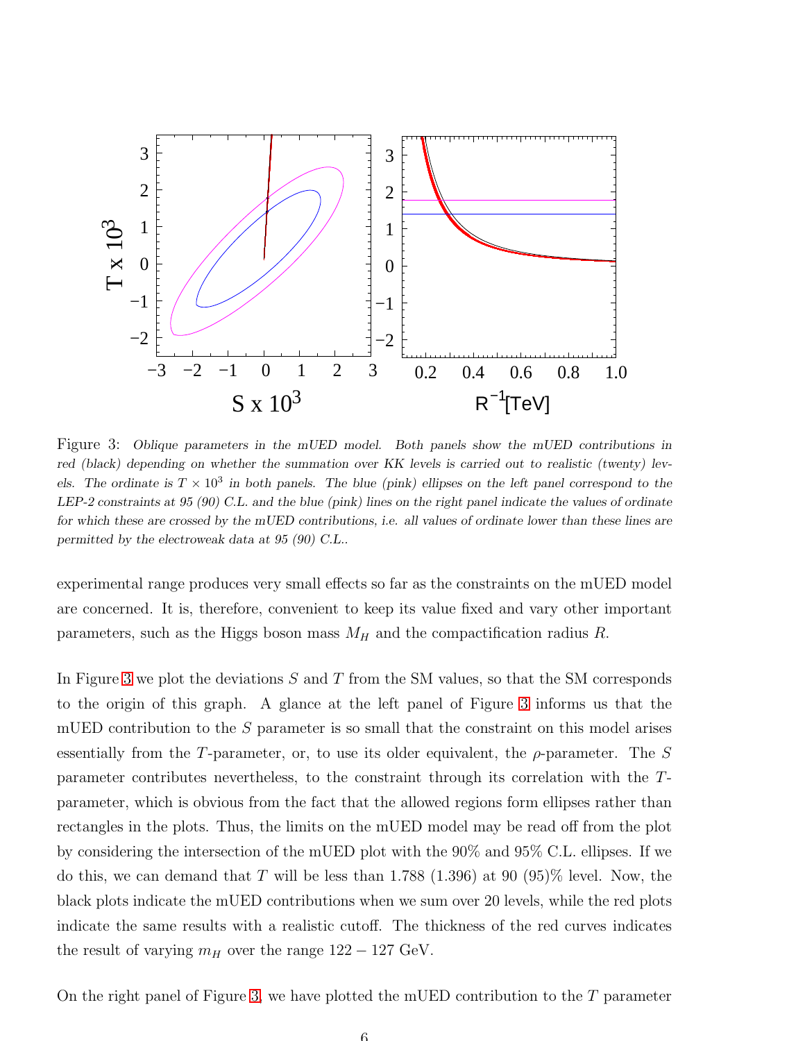Figure 3: *Oblique parameters in the mUED model. Both panels show the mUED contributions in red (black) depending on whether the summation over KK levels is carried out to realistic (twenty) levels. The ordinate is $T \times 10^3$ in both panels. The blue (pink) ellipses on the left panel correspond to the LEP-2 constraints at 95 (90) C.L. and the blue (pink) lines on the right panel indicate the values of ordinate for which these are crossed by the mUED contributions, i.e. all values of ordinate lower than these lines are permitted by the electroweak data at 95 (90) C.L..*

experimental range produces very small effects so far as the constraints on the mUED model are concerned. It is, therefore, convenient to keep its value fixed and vary other important parameters, such as the Higgs boson mass $M_H$ and the compactification radius $R$.

In Figure 3 we plot the deviations $S$ and $T$ from the SM values, so that the SM corresponds to the origin of this graph. A glance at the left panel of Figure 3 informs us that the mUED contribution to the $S$ parameter is so small that the constraint on this model arises essentially from the $T$-parameter, or, to use its older equivalent, the $\rho$-parameter. The $S$ parameter contributes nevertheless, to the constraint through its correlation with the $T$-parameter, which is obvious from the fact that the allowed regions form ellipses rather than rectangles in the plots. Thus, the limits on the mUED model may be read off from the plot by considering the intersection of the mUED plot with the 90% and 95% C.L. ellipses. If we do this, we can demand that $T$ will be less than 1.788 (1.396) at 90 (95)% level. Now, the black plots indicate the mUED contributions when we sum over 20 levels, while the red plots indicate the same results with a realistic cutoff. The thickness of the red curves indicates the result of varying $m_H$ over the range $122 - 127$ GeV.

On the right panel of Figure 3, we have plotted the mUED contribution to the $T$ parameter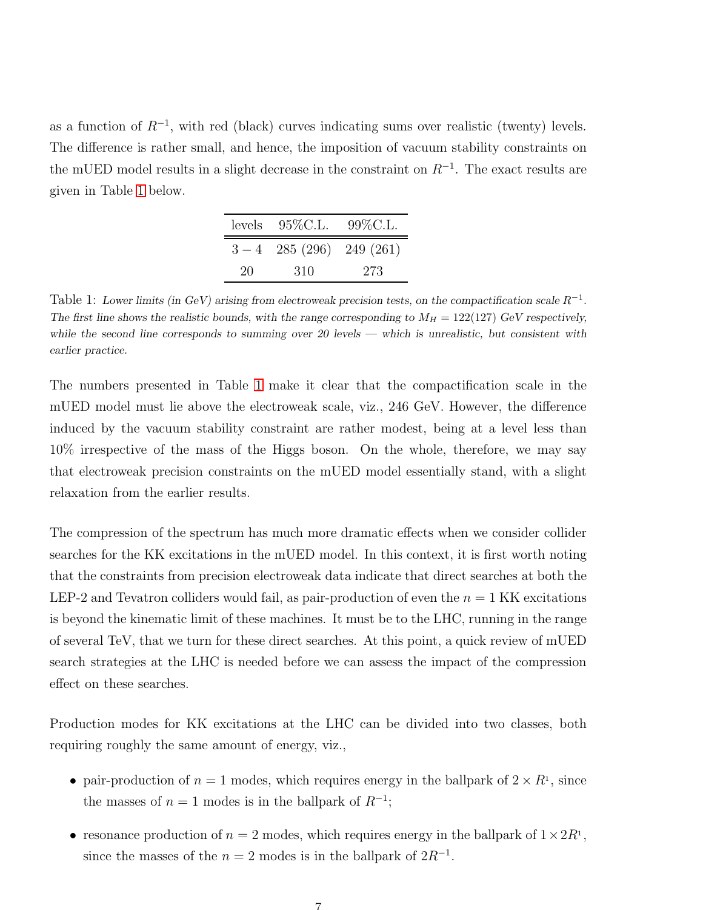as a function of $R^{-1}$, with red (black) curves indicating sums over realistic (twenty) levels. The difference is rather small, and hence, the imposition of vacuum stability constraints on the mUED model results in a slight decrease in the constraint on $R^{-1}$. The exact results are given in Table 1 below.

| levels | 95%C.L. | 99%C.L. |
|---|---|---|
| $3-4$ | 285 (296) | 249 (261) |
| 20 | 310 | 273 |

Table 1: *Lower limits (in GeV) arising from electroweak precision tests, on the compactification scale $R^{-1}$. The first line shows the realistic bounds, with the range corresponding to $M_H = 122(127)$ GeV respectively, while the second line corresponds to summing over 20 levels — which is unrealistic, but consistent with earlier practice.*

The numbers presented in Table 1 make it clear that the compactification scale in the mUED model must lie above the electroweak scale, viz., 246 GeV. However, the difference induced by the vacuum stability constraint are rather modest, being at a level less than 10% irrespective of the mass of the Higgs boson. On the whole, therefore, we may say that electroweak precision constraints on the mUED model essentially stand, with a slight relaxation from the earlier results.

The compression of the spectrum has much more dramatic effects when we consider collider searches for the KK excitations in the mUED model. In this context, it is first worth noting that the constraints from precision electroweak data indicate that direct searches at both the LEP-2 and Tevatron colliders would fail, as pair-production of even the $n = 1$ KK excitations is beyond the kinematic limit of these machines. It must be to the LHC, running in the range of several TeV, that we turn for these direct searches. At this point, a quick review of mUED search strategies at the LHC is needed before we can assess the impact of the compression effect on these searches.

Production modes for KK excitations at the LHC can be divided into two classes, both requiring roughly the same amount of energy, viz.,

- pair-production of $n = 1$ modes, which requires energy in the ballpark of $2 \times R^{1}$, since the masses of $n = 1$ modes is in the ballpark of $R^{-1}$;
- resonance production of $n = 2$ modes, which requires energy in the ballpark of $1 \times 2R^{1}$, since the masses of the $n = 2$ modes is in the ballpark of $2R^{-1}$.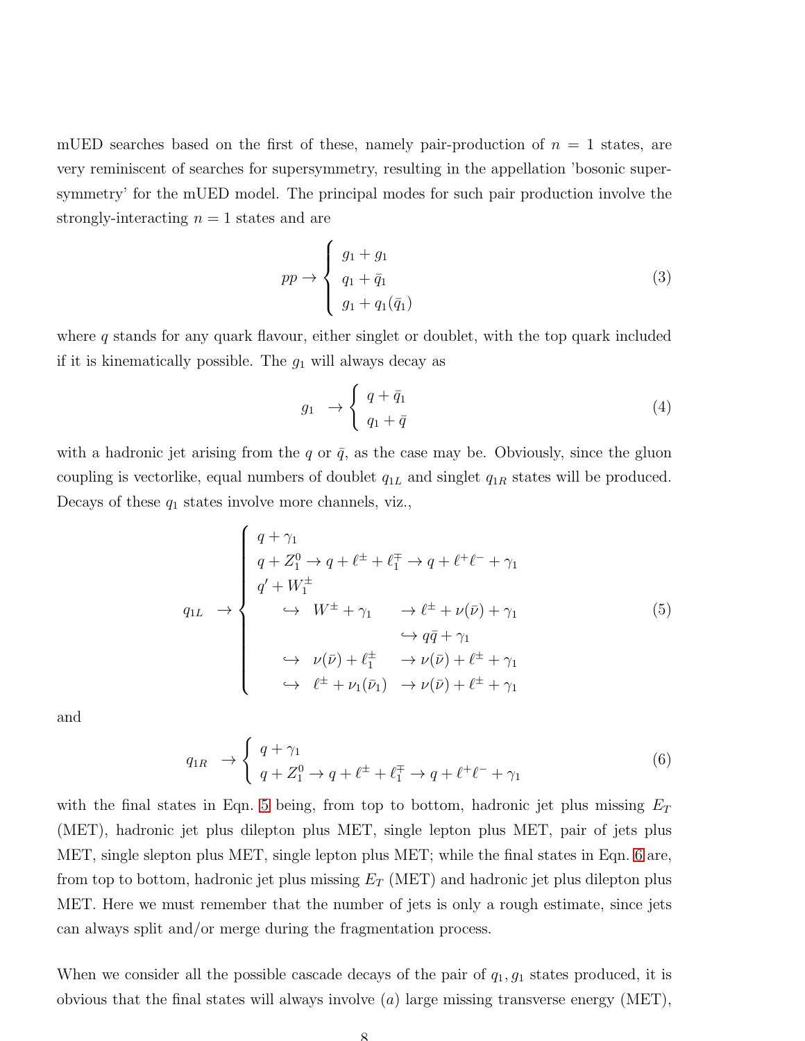mUED searches based on the first of these, namely pair-production of $n = 1$ states, are very reminiscent of searches for supersymmetry, resulting in the appellation 'bosonic supersymmetry' for the mUED model. The principal modes for such pair production involve the strongly-interacting $n = 1$ states and are

$$
pp \to \begin{cases} g_1 + g_1 \\ q_1 + \bar{q}_1 \\ g_1 + q_1(\bar{q}_1) \end{cases} \tag{3}
$$

where $q$ stands for any quark flavour, either singlet or doublet, with the top quark included if it is kinematically possible. The $g_1$ will always decay as

$$
g_1 \quad \to \begin{cases} q + \bar{q}_1 \\ q_1 + \bar{q} \end{cases} \tag{4}
$$

with a hadronic jet arising from the $q$ or $\bar{q}$, as the case may be. Obviously, since the gluon coupling is vectorlike, equal numbers of doublet $q_{1L}$ and singlet $q_{1R}$ states will be produced. Decays of these $q_1$ states involve more channels, viz.,

$$
q_{1L} \quad \to \begin{cases} q + \gamma_1 \\ q + Z_1^0 \to q + \ell^\pm + \ell_1^\mp \to q + \ell^+\ell^- + \gamma_1 \\ q' + W_1^\pm \\ \qquad \hookrightarrow \;\; W^\pm + \gamma_1 \qquad \to \ell^\pm + \nu(\bar{\nu}) + \gamma_1 \\ \qquad\qquad\qquad\qquad\qquad\;\; \hookrightarrow q\bar{q} + \gamma_1 \\ \qquad \hookrightarrow \;\; \nu(\bar{\nu}) + \ell_1^\pm \quad\;\; \to \nu(\bar{\nu}) + \ell^\pm + \gamma_1 \\ \qquad \hookrightarrow \;\; \ell^\pm + \nu_1(\bar{\nu}_1) \;\; \to \nu(\bar{\nu}) + \ell^\pm + \gamma_1 \end{cases} \tag{5}
$$

and

$$
q_{1R} \quad \to \begin{cases} q + \gamma_1 \\ q + Z_1^0 \to q + \ell^\pm + \ell_1^\mp \to q + \ell^+\ell^- + \gamma_1 \end{cases} \tag{6}
$$

with the final states in Eqn. 5 being, from top to bottom, hadronic jet plus missing $E_T$ (MET), hadronic jet plus dilepton plus MET, single lepton plus MET, pair of jets plus MET, single slepton plus MET, single lepton plus MET; while the final states in Eqn. 6 are, from top to bottom, hadronic jet plus missing $E_T$ (MET) and hadronic jet plus dilepton plus MET. Here we must remember that the number of jets is only a rough estimate, since jets can always split and/or merge during the fragmentation process.

When we consider all the possible cascade decays of the pair of $q_1, g_1$ states produced, it is obvious that the final states will always involve $(a)$ large missing transverse energy (MET),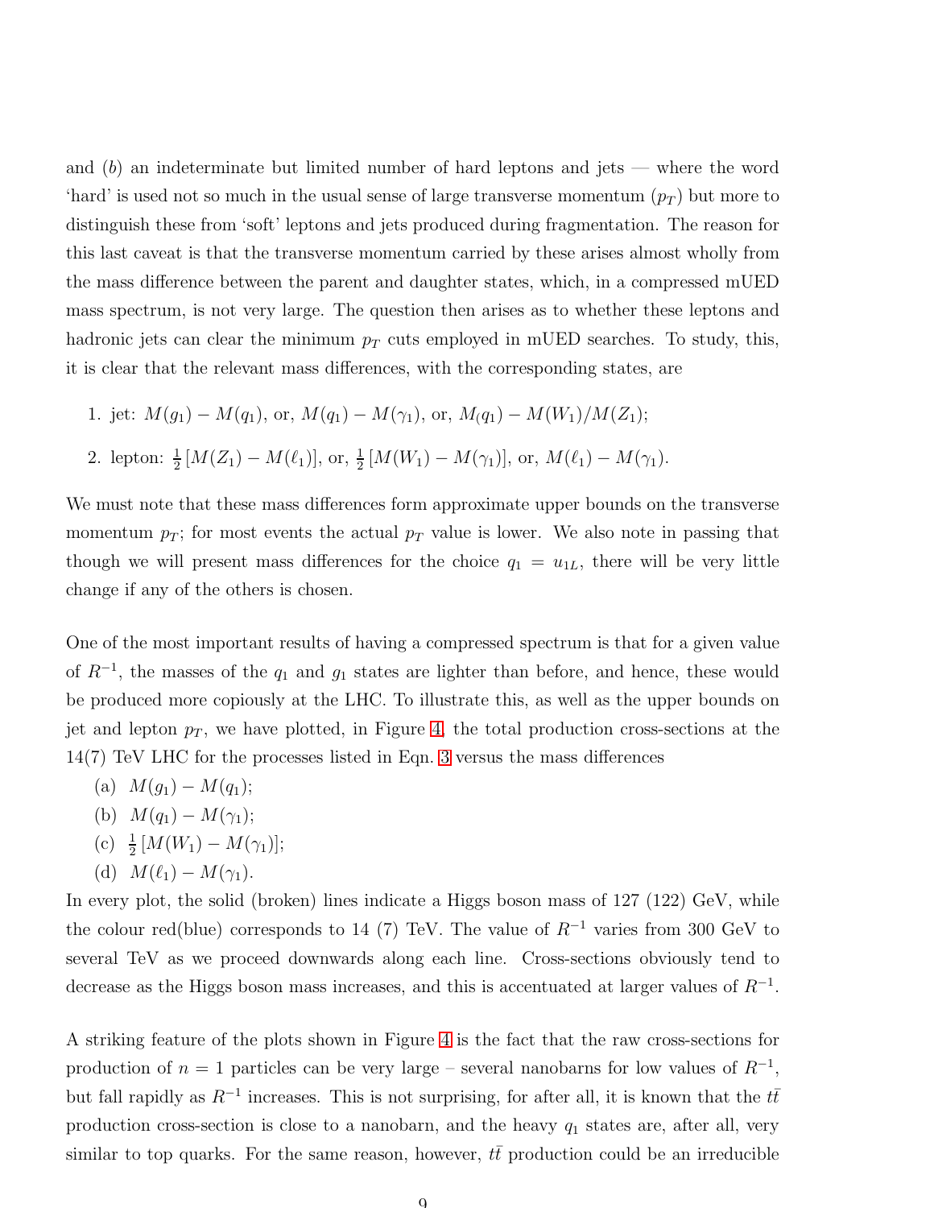and (*b*) an indeterminate but limited number of hard leptons and jets — where the word 'hard' is used not so much in the usual sense of large transverse momentum ($p_T$) but more to distinguish these from 'soft' leptons and jets produced during fragmentation. The reason for this last caveat is that the transverse momentum carried by these arises almost wholly from the mass difference between the parent and daughter states, which, in a compressed mUED mass spectrum, is not very large. The question then arises as to whether these leptons and hadronic jets can clear the minimum $p_T$ cuts employed in mUED searches. To study, this, it is clear that the relevant mass differences, with the corresponding states, are

1. jet: $M(g_1) - M(q_1)$, or, $M(q_1) - M(\gamma_1)$, or, $M_(q_1) - M(W_1)/M(Z_1)$;
2. lepton: $\frac{1}{2}\left[M(Z_1) - M(\ell_1)\right]$, or, $\frac{1}{2}\left[M(W_1) - M(\gamma_1)\right]$, or, $M(\ell_1) - M(\gamma_1)$.

We must note that these mass differences form approximate upper bounds on the transverse momentum $p_T$; for most events the actual $p_T$ value is lower. We also note in passing that though we will present mass differences for the choice $q_1 = u_{1L}$, there will be very little change if any of the others is chosen.

One of the most important results of having a compressed spectrum is that for a given value of $R^{-1}$, the masses of the $q_1$ and $g_1$ states are lighter than before, and hence, these would be produced more copiously at the LHC. To illustrate this, as well as the upper bounds on jet and lepton $p_T$, we have plotted, in Figure 4, the total production cross-sections at the 14(7) TeV LHC for the processes listed in Eqn. 3 versus the mass differences

(a) $M(g_1) - M(q_1)$;
(b) $M(q_1) - M(\gamma_1)$;
(c) $\frac{1}{2}\left[M(W_1) - M(\gamma_1)\right]$;
(d) $M(\ell_1) - M(\gamma_1)$.

In every plot, the solid (broken) lines indicate a Higgs boson mass of 127 (122) GeV, while the colour red(blue) corresponds to 14 (7) TeV. The value of $R^{-1}$ varies from 300 GeV to several TeV as we proceed downwards along each line. Cross-sections obviously tend to decrease as the Higgs boson mass increases, and this is accentuated at larger values of $R^{-1}$.

A striking feature of the plots shown in Figure 4 is the fact that the raw cross-sections for production of $n = 1$ particles can be very large – several nanobarns for low values of $R^{-1}$, but fall rapidly as $R^{-1}$ increases. This is not surprising, for after all, it is known that the $t\bar{t}$ production cross-section is close to a nanobarn, and the heavy $q_1$ states are, after all, very similar to top quarks. For the same reason, however, $t\bar{t}$ production could be an irreducible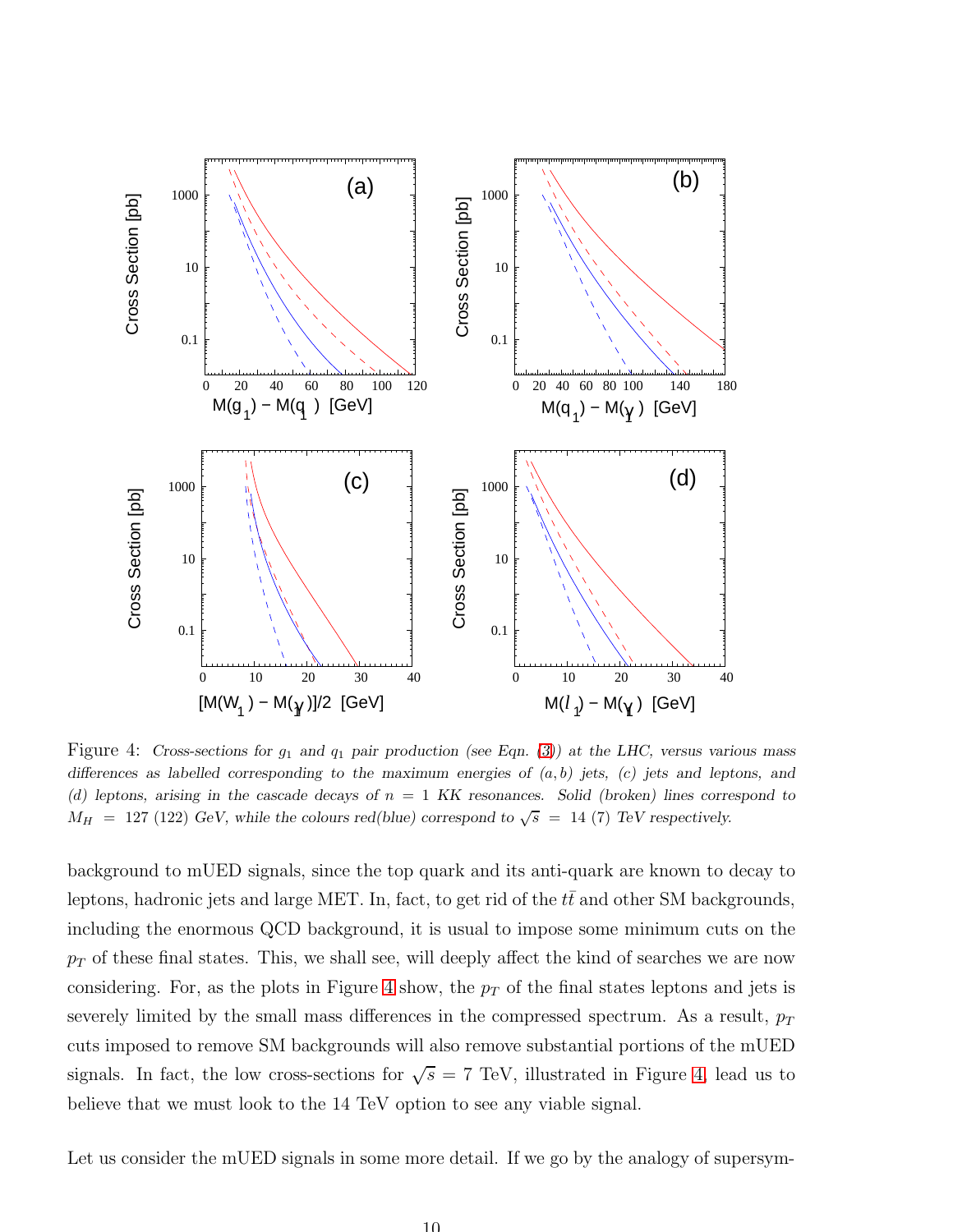Figure 4: *Cross-sections for $g_1$ and $q_1$ pair production (see Eqn. (3)) at the LHC, versus various mass differences as labelled corresponding to the maximum energies of $(a, b)$ jets, (c) jets and leptons, and (d) leptons, arising in the cascade decays of $n = 1$ KK resonances. Solid (broken) lines correspond to $M_H = 127$ (122) GeV, while the colours red(blue) correspond to $\sqrt{s} = 14$ (7) TeV respectively.*

background to mUED signals, since the top quark and its anti-quark are known to decay to leptons, hadronic jets and large MET. In, fact, to get rid of the $t\bar{t}$ and other SM backgrounds, including the enormous QCD background, it is usual to impose some minimum cuts on the $p_T$ of these final states. This, we shall see, will deeply affect the kind of searches we are now considering. For, as the plots in Figure 4 show, the $p_T$ of the final states leptons and jets is severely limited by the small mass differences in the compressed spectrum. As a result, $p_T$ cuts imposed to remove SM backgrounds will also remove substantial portions of the mUED signals. In fact, the low cross-sections for $\sqrt{s} = 7$ TeV, illustrated in Figure 4, lead us to believe that we must look to the 14 TeV option to see any viable signal.

Let us consider the mUED signals in some more detail. If we go by the analogy of supersym-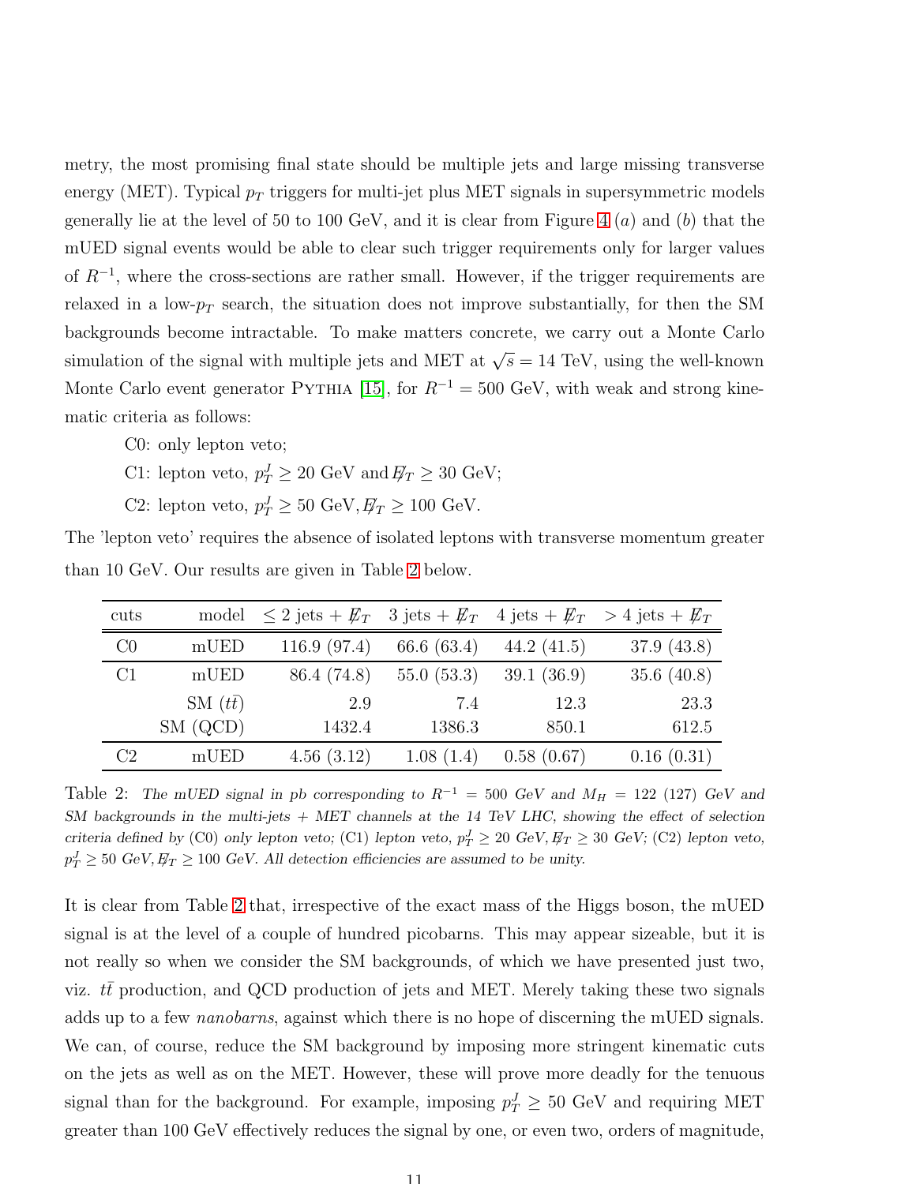metry, the most promising final state should be multiple jets and large missing transverse energy (MET). Typical $p_T$ triggers for multi-jet plus MET signals in supersymmetric models generally lie at the level of 50 to 100 GeV, and it is clear from Figure 4 $(a)$ and $(b)$ that the mUED signal events would be able to clear such trigger requirements only for larger values of $R^{-1}$, where the cross-sections are rather small. However, if the trigger requirements are relaxed in a low-$p_T$ search, the situation does not improve substantially, for then the SM backgrounds become intractable. To make matters concrete, we carry out a Monte Carlo simulation of the signal with multiple jets and MET at $\sqrt{s} = 14$ TeV, using the well-known Monte Carlo event generator PYTHIA [15], for $R^{-1} = 500$ GeV, with weak and strong kinematic criteria as follows:

C0: only lepton veto;

C1: lepton veto, $p_T^J \geq 20$ GeV and $\not{E}_T \geq 30$ GeV;

C2: lepton veto, $p_T^J \geq 50$ GeV, $\not{E}_T \geq 100$ GeV.

The 'lepton veto' requires the absence of isolated leptons with transverse momentum greater than 10 GeV. Our results are given in Table 2 below.

| cuts | model | $\leq 2$ jets + $\not{E}_T$ | 3 jets + $\not{E}_T$ | 4 jets + $\not{E}_T$ | $> 4$ jets + $\not{E}_T$ |
|---|---|---|---|---|---|
| C0 | mUED | 116.9 (97.4) | 66.6 (63.4) | 44.2 (41.5) | 37.9 (43.8) |
| C1 | mUED | 86.4 (74.8) | 55.0 (53.3) | 39.1 (36.9) | 35.6 (40.8) |
| | SM ($t\bar{t}$) | 2.9 | 7.4 | 12.3 | 23.3 |
| | SM (QCD) | 1432.4 | 1386.3 | 850.1 | 612.5 |
| C2 | mUED | 4.56 (3.12) | 1.08 (1.4) | 0.58 (0.67) | 0.16 (0.31) |

Table 2: *The mUED signal in pb corresponding to $R^{-1} = 500$ GeV and $M_H = 122$ (127) GeV and SM backgrounds in the multi-jets + MET channels at the 14 TeV LHC, showing the effect of selection criteria defined by* (C0) *only lepton veto;* (C1) *lepton veto, $p_T^J \geq 20$ GeV, $\not{E}_T \geq 30$ GeV;* (C2) *lepton veto, $p_T^J \geq 50$ GeV, $\not{E}_T \geq 100$ GeV. All detection efficiencies are assumed to be unity.*

It is clear from Table 2 that, irrespective of the exact mass of the Higgs boson, the mUED signal is at the level of a couple of hundred picobarns. This may appear sizeable, but it is not really so when we consider the SM backgrounds, of which we have presented just two, viz. $t\bar{t}$ production, and QCD production of jets and MET. Merely taking these two signals adds up to a few *nanobarns*, against which there is no hope of discerning the mUED signals. We can, of course, reduce the SM background by imposing more stringent kinematic cuts on the jets as well as on the MET. However, these will prove more deadly for the tenuous signal than for the background. For example, imposing $p_T^J \geq 50$ GeV and requiring MET greater than 100 GeV effectively reduces the signal by one, or even two, orders of magnitude,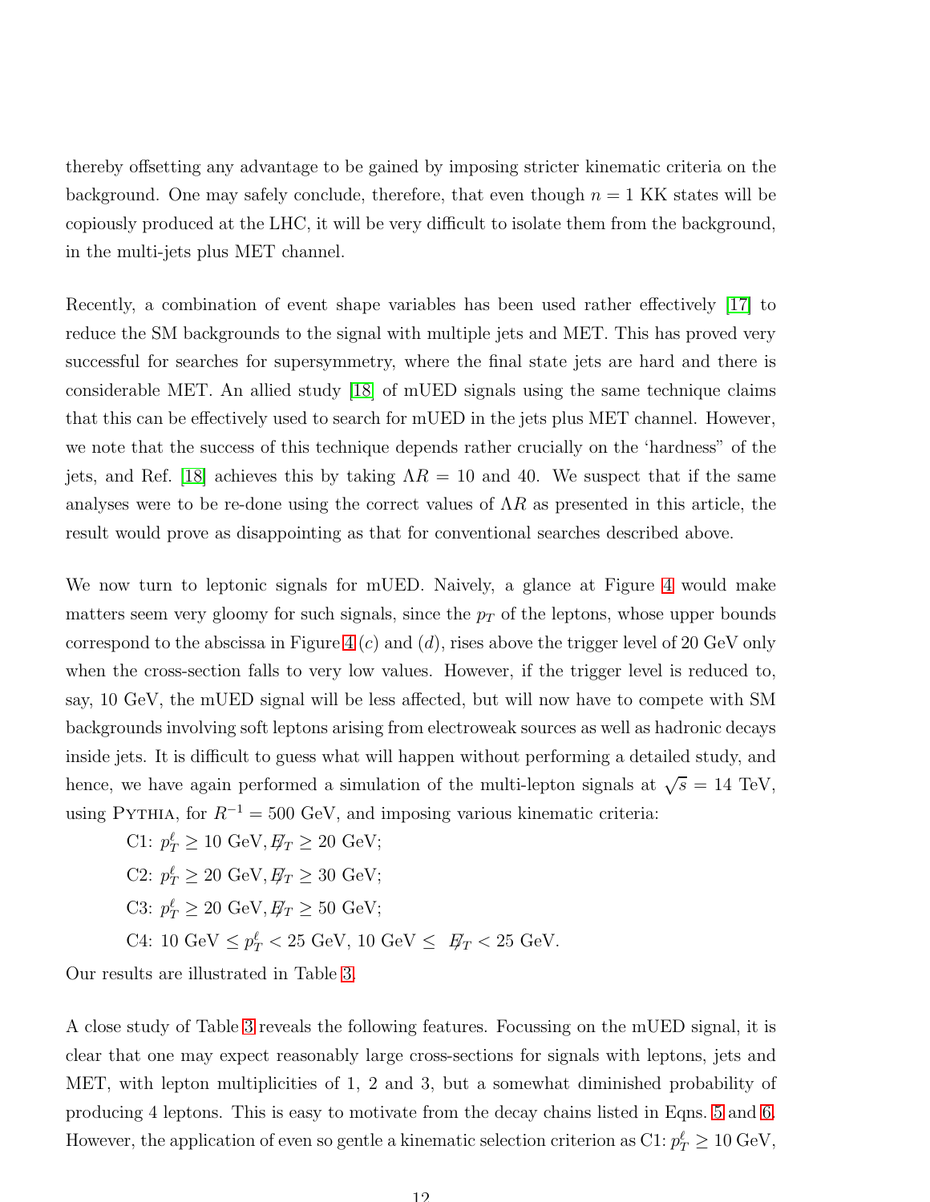thereby offsetting any advantage to be gained by imposing stricter kinematic criteria on the background. One may safely conclude, therefore, that even though $n = 1$ KK states will be copiously produced at the LHC, it will be very difficult to isolate them from the background, in the multi-jets plus MET channel.

Recently, a combination of event shape variables has been used rather effectively [17] to reduce the SM backgrounds to the signal with multiple jets and MET. This has proved very successful for searches for supersymmetry, where the final state jets are hard and there is considerable MET. An allied study [18] of mUED signals using the same technique claims that this can be effectively used to search for mUED in the jets plus MET channel. However, we note that the success of this technique depends rather crucially on the 'hardness" of the jets, and Ref. [18] achieves this by taking $\Lambda R = 10$ and 40. We suspect that if the same analyses were to be re-done using the correct values of $\Lambda R$ as presented in this article, the result would prove as disappointing as that for conventional searches described above.

We now turn to leptonic signals for mUED. Naively, a glance at Figure 4 would make matters seem very gloomy for such signals, since the $p_T$ of the leptons, whose upper bounds correspond to the abscissa in Figure 4 $(c)$ and $(d)$, rises above the trigger level of 20 GeV only when the cross-section falls to very low values. However, if the trigger level is reduced to, say, 10 GeV, the mUED signal will be less affected, but will now have to compete with SM backgrounds involving soft leptons arising from electroweak sources as well as hadronic decays inside jets. It is difficult to guess what will happen without performing a detailed study, and hence, we have again performed a simulation of the multi-lepton signals at $\sqrt{s} = 14$ TeV, using Pythia, for $R^{-1} = 500$ GeV, and imposing various kinematic criteria:

- C1: $p_T^\ell \geq 10$ GeV, $\not{E}_T \geq 20$ GeV;
- C2: $p_T^\ell \geq 20$ GeV, $\not{E}_T \geq 30$ GeV;
- C3: $p_T^\ell \geq 20$ GeV, $\not{E}_T \geq 50$ GeV;
- C4: 10 GeV $\leq p_T^\ell < 25$ GeV, 10 GeV $\leq \not{E}_T < 25$ GeV.

Our results are illustrated in Table 3.

A close study of Table 3 reveals the following features. Focussing on the mUED signal, it is clear that one may expect reasonably large cross-sections for signals with leptons, jets and MET, with lepton multiplicities of 1, 2 and 3, but a somewhat diminished probability of producing 4 leptons. This is easy to motivate from the decay chains listed in Eqns. 5 and 6. However, the application of even so gentle a kinematic selection criterion as C1: $p_T^\ell \geq 10$ GeV,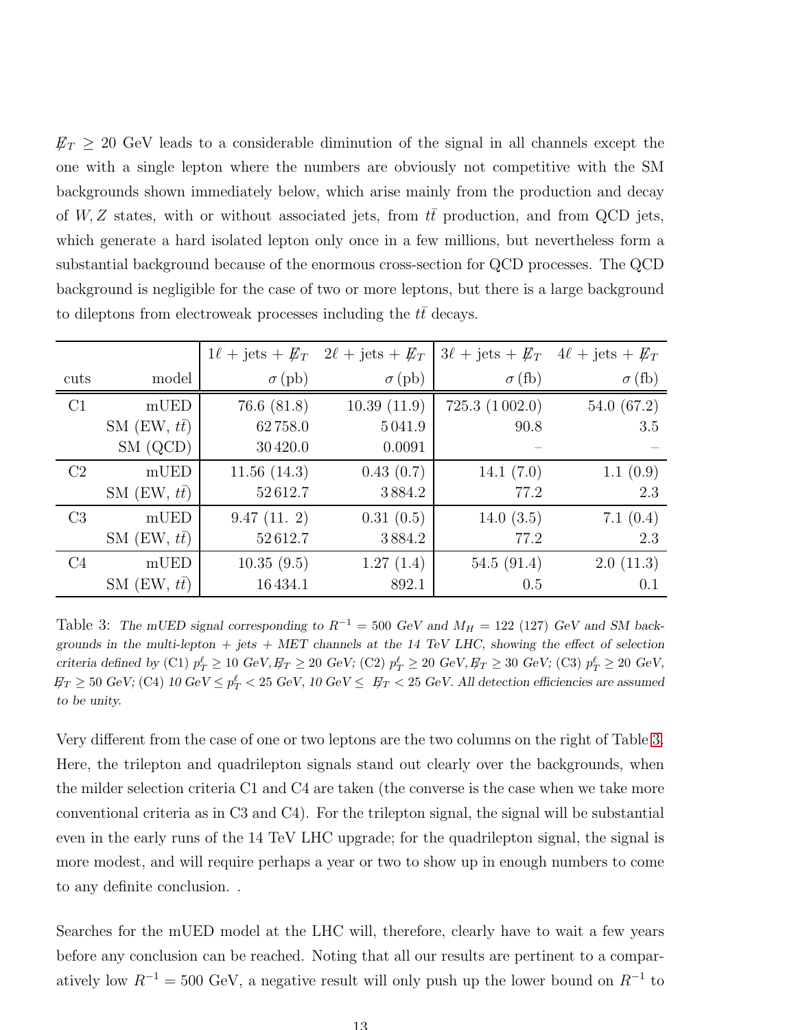$\not{E}_T \geq 20$ GeV leads to a considerable diminution of the signal in all channels except the one with a single lepton where the numbers are obviously not competitive with the SM backgrounds shown immediately below, which arise mainly from the production and decay of $W, Z$ states, with or without associated jets, from $t\bar{t}$ production, and from QCD jets, which generate a hard isolated lepton only once in a few millions, but nevertheless form a substantial background because of the enormous cross-section for QCD processes. The QCD background is negligible for the case of two or more leptons, but there is a large background to dileptons from electroweak processes including the $t\bar{t}$ decays.

| | | $1\ell$ + jets + $\not{E}_T$ | $2\ell$ + jets + $\not{E}_T$ | $3\ell$ + jets + $\not{E}_T$ | $4\ell$ + jets + $\not{E}_T$ |
|---|---|---|---|---|---|
| cuts | model | $\sigma$ (pb) | $\sigma$ (pb) | $\sigma$ (fb) | $\sigma$ (fb) |
| C1 | mUED | 76.6 (81.8) | 10.39 (11.9) | 725.3 (1 002.0) | 54.0 (67.2) |
| | SM (EW, $t\bar{t}$) | 62 758.0 | 5 041.9 | 90.8 | 3.5 |
| | SM (QCD) | 30 420.0 | 0.0091 | – | – |
| C2 | mUED | 11.56 (14.3) | 0.43 (0.7) | 14.1 (7.0) | 1.1 (0.9) |
| | SM (EW, $t\bar{t}$) | 52 612.7 | 3 884.2 | 77.2 | 2.3 |
| C3 | mUED | 9.47 (11. 2) | 0.31 (0.5) | 14.0 (3.5) | 7.1 (0.4) |
| | SM (EW, $t\bar{t}$) | 52 612.7 | 3 884.2 | 77.2 | 2.3 |
| C4 | mUED | 10.35 (9.5) | 1.27 (1.4) | 54.5 (91.4) | 2.0 (11.3) |
| | SM (EW, $t\bar{t}$) | 16 434.1 | 892.1 | 0.5 | 0.1 |

Table 3: *The mUED signal corresponding to $R^{-1} = 500$ GeV and $M_H = 122$ (127) GeV and SM backgrounds in the multi-lepton + jets + MET channels at the 14 TeV LHC, showing the effect of selection criteria defined by* (C1) $p_T^\ell \geq 10$ *GeV*, $\not{E}_T \geq 20$ *GeV;* (C2) $p_T^\ell \geq 20$ *GeV*, $\not{E}_T \geq 30$ *GeV;* (C3) $p_T^\ell \geq 20$ *GeV*, $\not{E}_T \geq 50$ *GeV;* (C4) *10 GeV* $\leq p_T^\ell < 25$ *GeV, 10 GeV* $\leq \not{E}_T < 25$ *GeV. All detection efficiencies are assumed to be unity.*

Very different from the case of one or two leptons are the two columns on the right of Table 3. Here, the trilepton and quadrilepton signals stand out clearly over the backgrounds, when the milder selection criteria C1 and C4 are taken (the converse is the case when we take more conventional criteria as in C3 and C4). For the trilepton signal, the signal will be substantial even in the early runs of the 14 TeV LHC upgrade; for the quadrilepton signal, the signal is more modest, and will require perhaps a year or two to show up in enough numbers to come to any definite conclusion. .

Searches for the mUED model at the LHC will, therefore, clearly have to wait a few years before any conclusion can be reached. Noting that all our results are pertinent to a comparatively low $R^{-1} = 500$ GeV, a negative result will only push up the lower bound on $R^{-1}$ to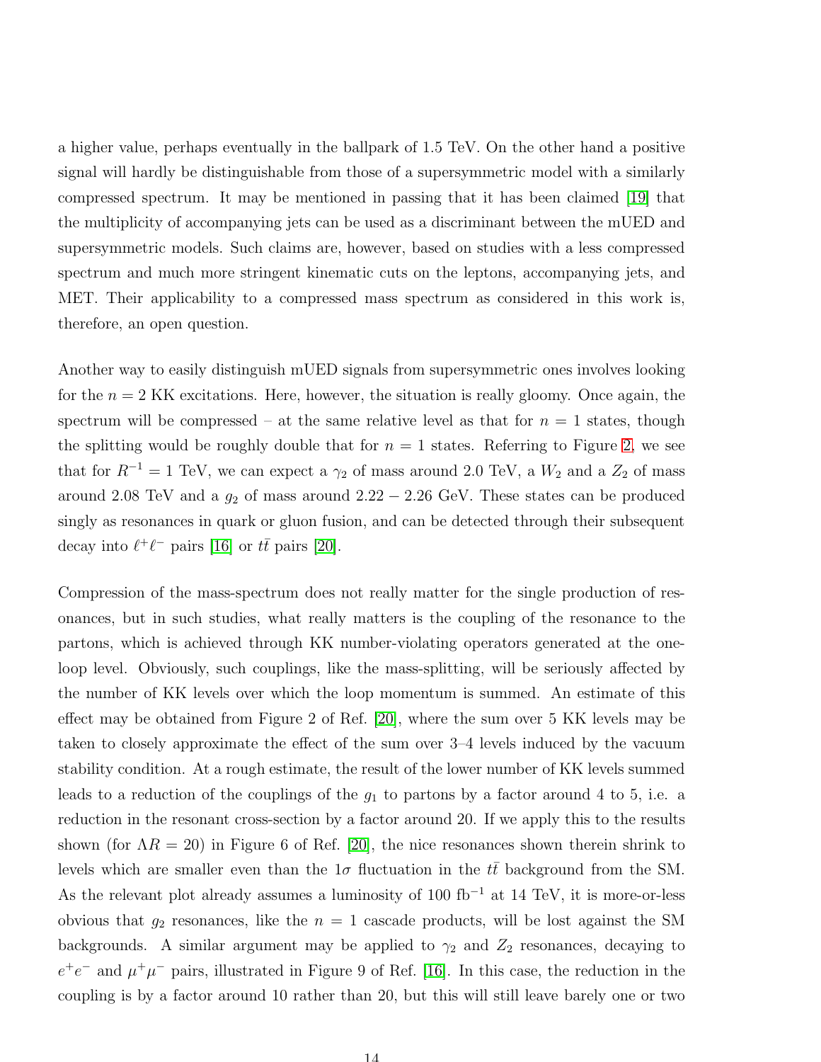a higher value, perhaps eventually in the ballpark of 1.5 TeV. On the other hand a positive signal will hardly be distinguishable from those of a supersymmetric model with a similarly compressed spectrum. It may be mentioned in passing that it has been claimed [19] that the multiplicity of accompanying jets can be used as a discriminant between the mUED and supersymmetric models. Such claims are, however, based on studies with a less compressed spectrum and much more stringent kinematic cuts on the leptons, accompanying jets, and MET. Their applicability to a compressed mass spectrum as considered in this work is, therefore, an open question.

Another way to easily distinguish mUED signals from supersymmetric ones involves looking for the $n = 2$ KK excitations. Here, however, the situation is really gloomy. Once again, the spectrum will be compressed – at the same relative level as that for $n = 1$ states, though the splitting would be roughly double that for $n = 1$ states. Referring to Figure 2, we see that for $R^{-1} = 1$ TeV, we can expect a $\gamma_2$ of mass around 2.0 TeV, a $W_2$ and a $Z_2$ of mass around 2.08 TeV and a $g_2$ of mass around $2.22 - 2.26$ GeV. These states can be produced singly as resonances in quark or gluon fusion, and can be detected through their subsequent decay into $\ell^+\ell^-$ pairs [16] or $t\bar{t}$ pairs [20].

Compression of the mass-spectrum does not really matter for the single production of resonances, but in such studies, what really matters is the coupling of the resonance to the partons, which is achieved through KK number-violating operators generated at the one-loop level. Obviously, such couplings, like the mass-splitting, will be seriously affected by the number of KK levels over which the loop momentum is summed. An estimate of this effect may be obtained from Figure 2 of Ref. [20], where the sum over 5 KK levels may be taken to closely approximate the effect of the sum over 3–4 levels induced by the vacuum stability condition. At a rough estimate, the result of the lower number of KK levels summed leads to a reduction of the couplings of the $g_1$ to partons by a factor around 4 to 5, i.e. a reduction in the resonant cross-section by a factor around 20. If we apply this to the results shown (for $\Lambda R = 20$) in Figure 6 of Ref. [20], the nice resonances shown therein shrink to levels which are smaller even than the $1\sigma$ fluctuation in the $t\bar{t}$ background from the SM. As the relevant plot already assumes a luminosity of 100 fb$^{-1}$ at 14 TeV, it is more-or-less obvious that $g_2$ resonances, like the $n = 1$ cascade products, will be lost against the SM backgrounds. A similar argument may be applied to $\gamma_2$ and $Z_2$ resonances, decaying to $e^+e^-$ and $\mu^+\mu^-$ pairs, illustrated in Figure 9 of Ref. [16]. In this case, the reduction in the coupling is by a factor around 10 rather than 20, but this will still leave barely one or two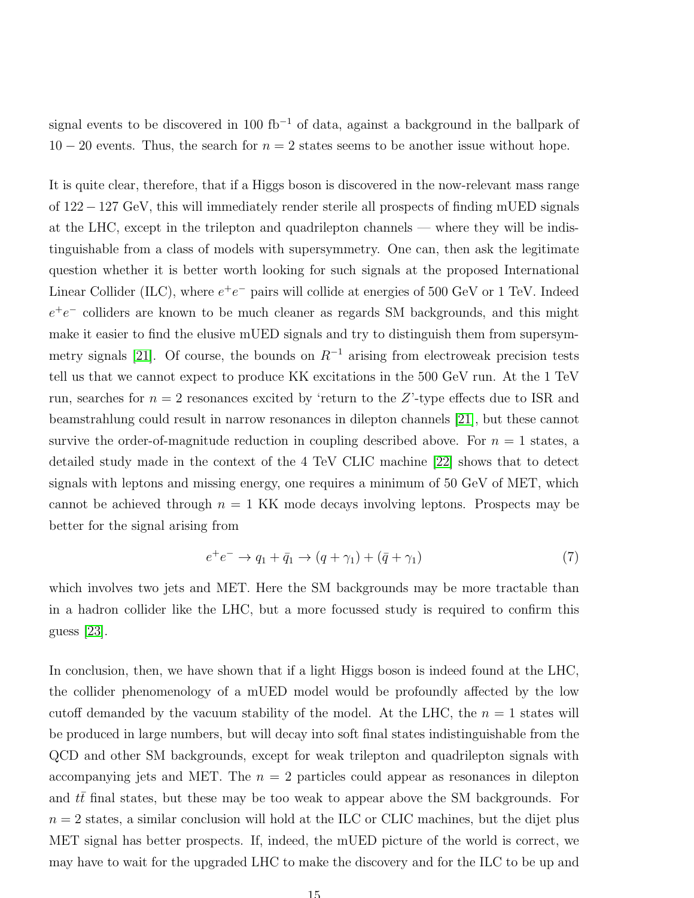signal events to be discovered in 100 fb$^{-1}$ of data, against a background in the ballpark of $10-20$ events. Thus, the search for $n=2$ states seems to be another issue without hope.

It is quite clear, therefore, that if a Higgs boson is discovered in the now-relevant mass range of $122-127$ GeV, this will immediately render sterile all prospects of finding mUED signals at the LHC, except in the trilepton and quadrilepton channels — where they will be indistinguishable from a class of models with supersymmetry. One can, then ask the legitimate question whether it is better worth looking for such signals at the proposed International Linear Collider (ILC), where $e^+e^-$ pairs will collide at energies of 500 GeV or 1 TeV. Indeed $e^+e^-$ colliders are known to be much cleaner as regards SM backgrounds, and this might make it easier to find the elusive mUED signals and try to distinguish them from supersymmetry signals [21]. Of course, the bounds on $R^{-1}$ arising from electroweak precision tests tell us that we cannot expect to produce KK excitations in the 500 GeV run. At the 1 TeV run, searches for $n=2$ resonances excited by 'return to the $Z$'-type effects due to ISR and beamstrahlung could result in narrow resonances in dilepton channels [21], but these cannot survive the order-of-magnitude reduction in coupling described above. For $n=1$ states, a detailed study made in the context of the 4 TeV CLIC machine [22] shows that to detect signals with leptons and missing energy, one requires a minimum of 50 GeV of MET, which cannot be achieved through $n=1$ KK mode decays involving leptons. Prospects may be better for the signal arising from

$$e^+e^- \to q_1 + \bar{q}_1 \to (q + \gamma_1) + (\bar{q} + \gamma_1) \tag{7}$$

which involves two jets and MET. Here the SM backgrounds may be more tractable than in a hadron collider like the LHC, but a more focussed study is required to confirm this guess [23].

In conclusion, then, we have shown that if a light Higgs boson is indeed found at the LHC, the collider phenomenology of a mUED model would be profoundly affected by the low cutoff demanded by the vacuum stability of the model. At the LHC, the $n=1$ states will be produced in large numbers, but will decay into soft final states indistinguishable from the QCD and other SM backgrounds, except for weak trilepton and quadrilepton signals with accompanying jets and MET. The $n=2$ particles could appear as resonances in dilepton and $t\bar{t}$ final states, but these may be too weak to appear above the SM backgrounds. For $n=2$ states, a similar conclusion will hold at the ILC or CLIC machines, but the dijet plus MET signal has better prospects. If, indeed, the mUED picture of the world is correct, we may have to wait for the upgraded LHC to make the discovery and for the ILC to be up and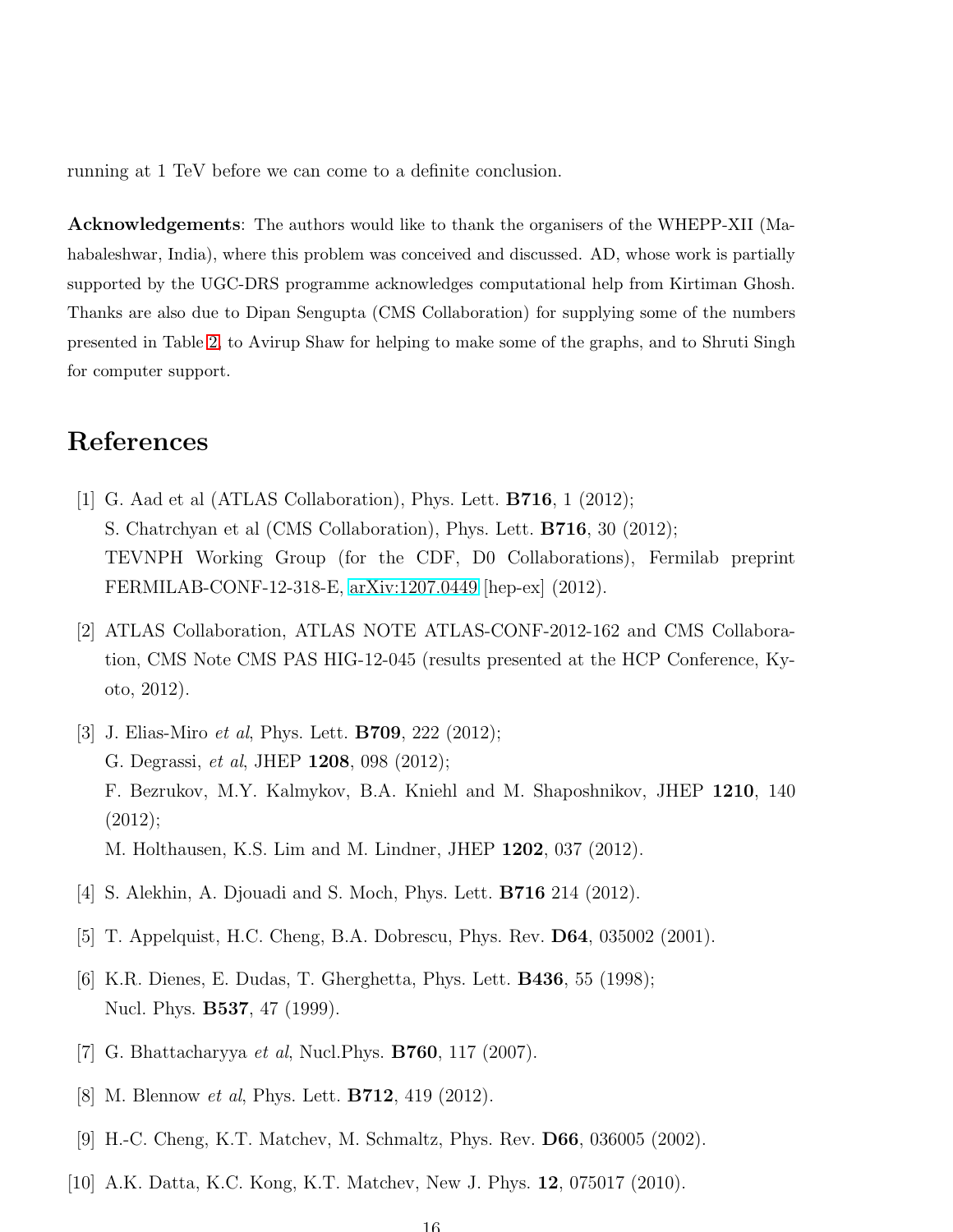running at 1 TeV before we can come to a definite conclusion.

**Acknowledgements**: The authors would like to thank the organisers of the WHEPP-XII (Mahabaleshwar, India), where this problem was conceived and discussed. AD, whose work is partially supported by the UGC-DRS programme acknowledges computational help from Kirtiman Ghosh. Thanks are also due to Dipan Sengupta (CMS Collaboration) for supplying some of the numbers presented in Table 2, to Avirup Shaw for helping to make some of the graphs, and to Shruti Singh for computer support.

# References

[1] G. Aad et al (ATLAS Collaboration), Phys. Lett. **B716**, 1 (2012);
S. Chatrchyan et al (CMS Collaboration), Phys. Lett. **B716**, 30 (2012);
TEVNPH Working Group (for the CDF, D0 Collaborations), Fermilab preprint FERMILAB-CONF-12-318-E, arXiv:1207.0449 [hep-ex] (2012).

[2] ATLAS Collaboration, ATLAS NOTE ATLAS-CONF-2012-162 and CMS Collaboration, CMS Note CMS PAS HIG-12-045 (results presented at the HCP Conference, Kyoto, 2012).

[3] J. Elias-Miro *et al*, Phys. Lett. **B709**, 222 (2012);
G. Degrassi, *et al*, JHEP **1208**, 098 (2012);
F. Bezrukov, M.Y. Kalmykov, B.A. Kniehl and M. Shaposhnikov, JHEP **1210**, 140 (2012);
M. Holthausen, K.S. Lim and M. Lindner, JHEP **1202**, 037 (2012).

[4] S. Alekhin, A. Djouadi and S. Moch, Phys. Lett. **B716** 214 (2012).

[5] T. Appelquist, H.C. Cheng, B.A. Dobrescu, Phys. Rev. **D64**, 035002 (2001).

[6] K.R. Dienes, E. Dudas, T. Gherghetta, Phys. Lett. **B436**, 55 (1998);
Nucl. Phys. **B537**, 47 (1999).

[7] G. Bhattacharyya *et al*, Nucl.Phys. **B760**, 117 (2007).

[8] M. Blennow *et al*, Phys. Lett. **B712**, 419 (2012).

[9] H.-C. Cheng, K.T. Matchev, M. Schmaltz, Phys. Rev. **D66**, 036005 (2002).

[10] A.K. Datta, K.C. Kong, K.T. Matchev, New J. Phys. **12**, 075017 (2010).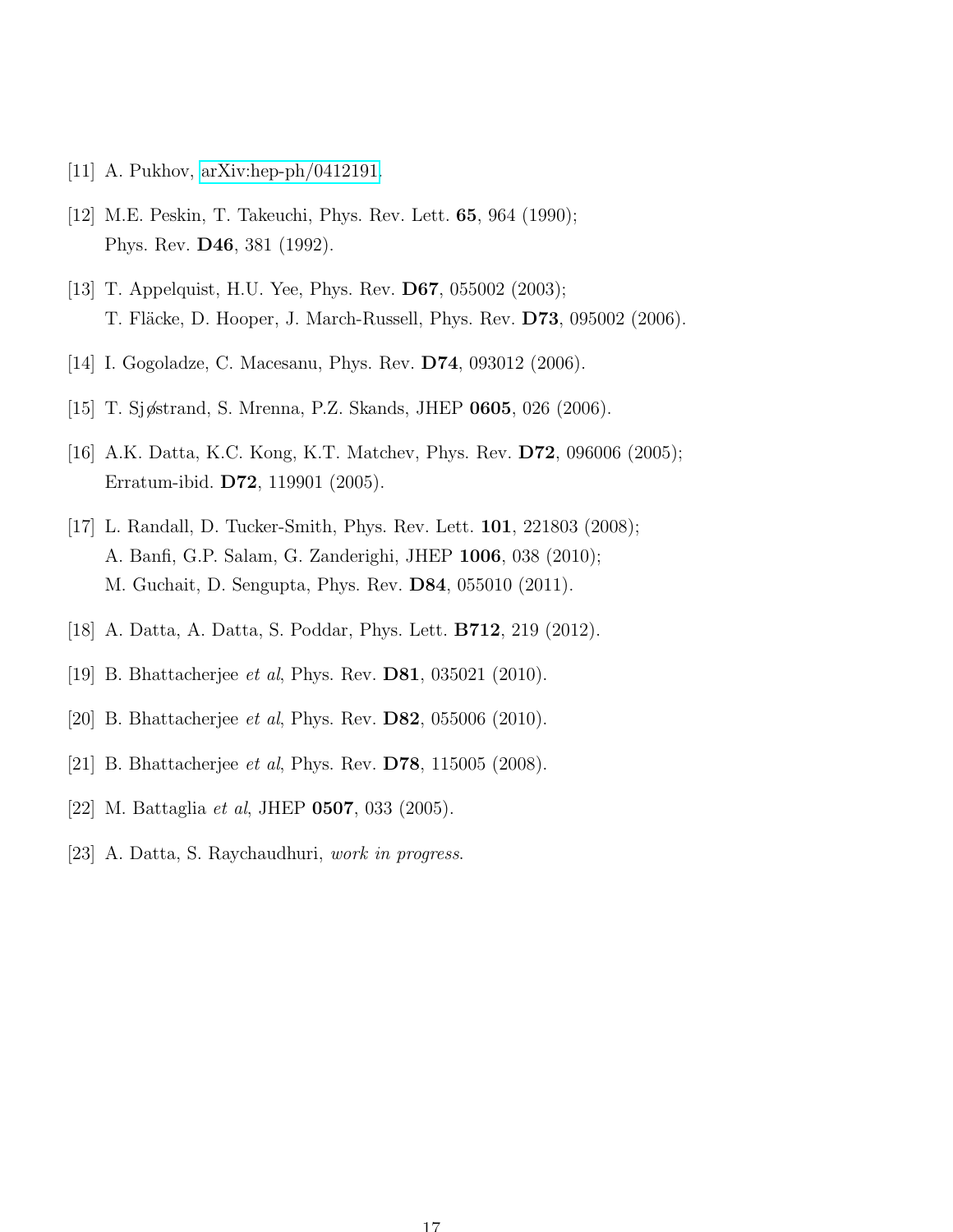[11] A. Pukhov, arXiv:hep-ph/0412191.

[12] M.E. Peskin, T. Takeuchi, Phys. Rev. Lett. **65**, 964 (1990); Phys. Rev. **D46**, 381 (1992).

[13] T. Appelquist, H.U. Yee, Phys. Rev. **D67**, 055002 (2003); T. Flächke, D. Hooper, J. March-Russell, Phys. Rev. **D73**, 095002 (2006).

[14] I. Gogoladze, C. Macesanu, Phys. Rev. **D74**, 093012 (2006).

[15] T. Sjøstrand, S. Mrenna, P.Z. Skands, JHEP **0605**, 026 (2006).

[16] A.K. Datta, K.C. Kong, K.T. Matchev, Phys. Rev. **D72**, 096006 (2005); Erratum-ibid. **D72**, 119901 (2005).

[17] L. Randall, D. Tucker-Smith, Phys. Rev. Lett. **101**, 221803 (2008); A. Banfi, G.P. Salam, G. Zanderighi, JHEP **1006**, 038 (2010); M. Guchait, D. Sengupta, Phys. Rev. **D84**, 055010 (2011).

[18] A. Datta, A. Datta, S. Poddar, Phys. Lett. **B712**, 219 (2012).

[19] B. Bhattacherjee *et al*, Phys. Rev. **D81**, 035021 (2010).

[20] B. Bhattacherjee *et al*, Phys. Rev. **D82**, 055006 (2010).

[21] B. Bhattacherjee *et al*, Phys. Rev. **D78**, 115005 (2008).

[22] M. Battaglia *et al*, JHEP **0507**, 033 (2005).

[23] A. Datta, S. Raychaudhuri, *work in progress*.